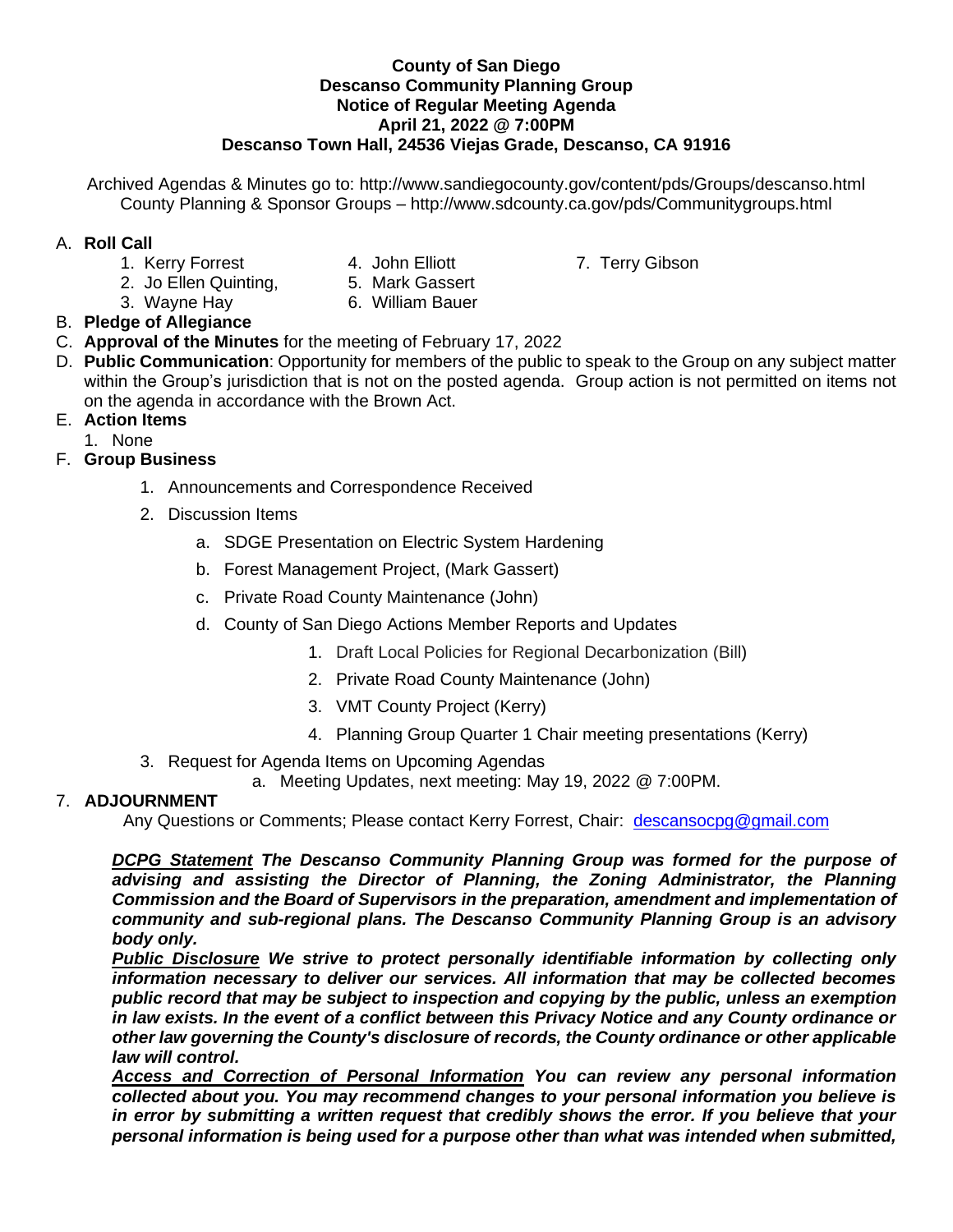**County of San Diego**
**Descanso Community Planning Group**
**Notice of Regular Meeting Agenda**
**April 21, 2022 @ 7:00PM**
**Descanso Town Hall, 24536 Viejas Grade, Descanso, CA 91916**

Archived Agendas & Minutes go to: http://www.sandiegocounty.gov/content/pds/Groups/descanso.html
County Planning & Sponsor Groups – http://www.sdcounty.ca.gov/pds/Communitygroups.html

A. **Roll Call**
   1. Kerry Forrest
   2. Jo Ellen Quinting,
   3. Wayne Hay
   4. John Elliott
   5. Mark Gassert
   6. William Bauer
   7. Terry Gibson

B. **Pledge of Allegiance**

C. **Approval of the Minutes** for the meeting of February 17, 2022

D. **Public Communication**: Opportunity for members of the public to speak to the Group on any subject matter within the Group's jurisdiction that is not on the posted agenda. Group action is not permitted on items not on the agenda in accordance with the Brown Act.

E. **Action Items**
   1. None

F. **Group Business**
   1. Announcements and Correspondence Received
   2. Discussion Items
      a. SDGE Presentation on Electric System Hardening
      b. Forest Management Project, (Mark Gassert)
      c. Private Road County Maintenance (John)
      d. County of San Diego Actions Member Reports and Updates
         1. Draft Local Policies for Regional Decarbonization (Bill)
         2. Private Road County Maintenance (John)
         3. VMT County Project (Kerry)
         4. Planning Group Quarter 1 Chair meeting presentations (Kerry)
   3. Request for Agenda Items on Upcoming Agendas
      a. Meeting Updates, next meeting: May 19, 2022 @ 7:00PM.

7. **ADJOURNMENT**

Any Questions or Comments; Please contact Kerry Forrest, Chair: descansocpg@gmail.com

***DCPG Statement*** ***The Descanso Community Planning Group was formed for the purpose of advising and assisting the Director of Planning, the Zoning Administrator, the Planning Commission and the Board of Supervisors in the preparation, amendment and implementation of community and sub-regional plans. The Descanso Community Planning Group is an advisory body only.***

***Public Disclosure*** ***We strive to protect personally identifiable information by collecting only information necessary to deliver our services. All information that may be collected becomes public record that may be subject to inspection and copying by the public, unless an exemption in law exists. In the event of a conflict between this Privacy Notice and any County ordinance or other law governing the County's disclosure of records, the County ordinance or other applicable law will control.***

***Access and Correction of Personal Information*** ***You can review any personal information collected about you. You may recommend changes to your personal information you believe is in error by submitting a written request that credibly shows the error. If you believe that your personal information is being used for a purpose other than what was intended when submitted,***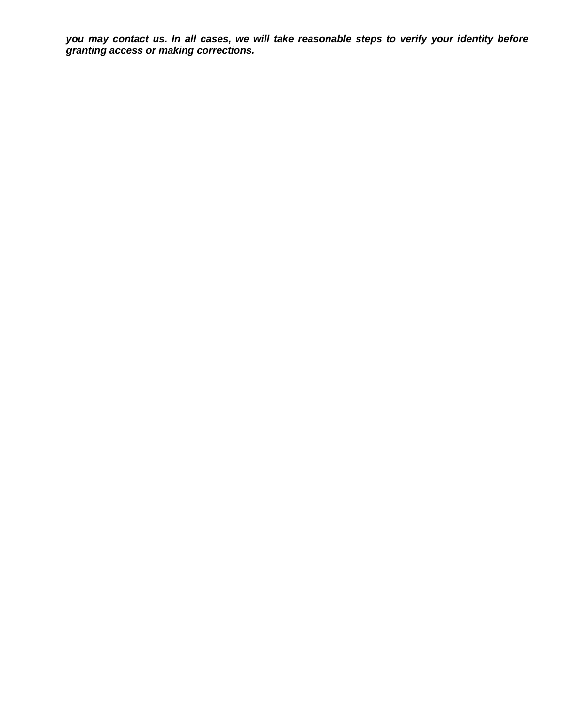***you may contact us. In all cases, we will take reasonable steps to verify your identity before granting access or making corrections.***